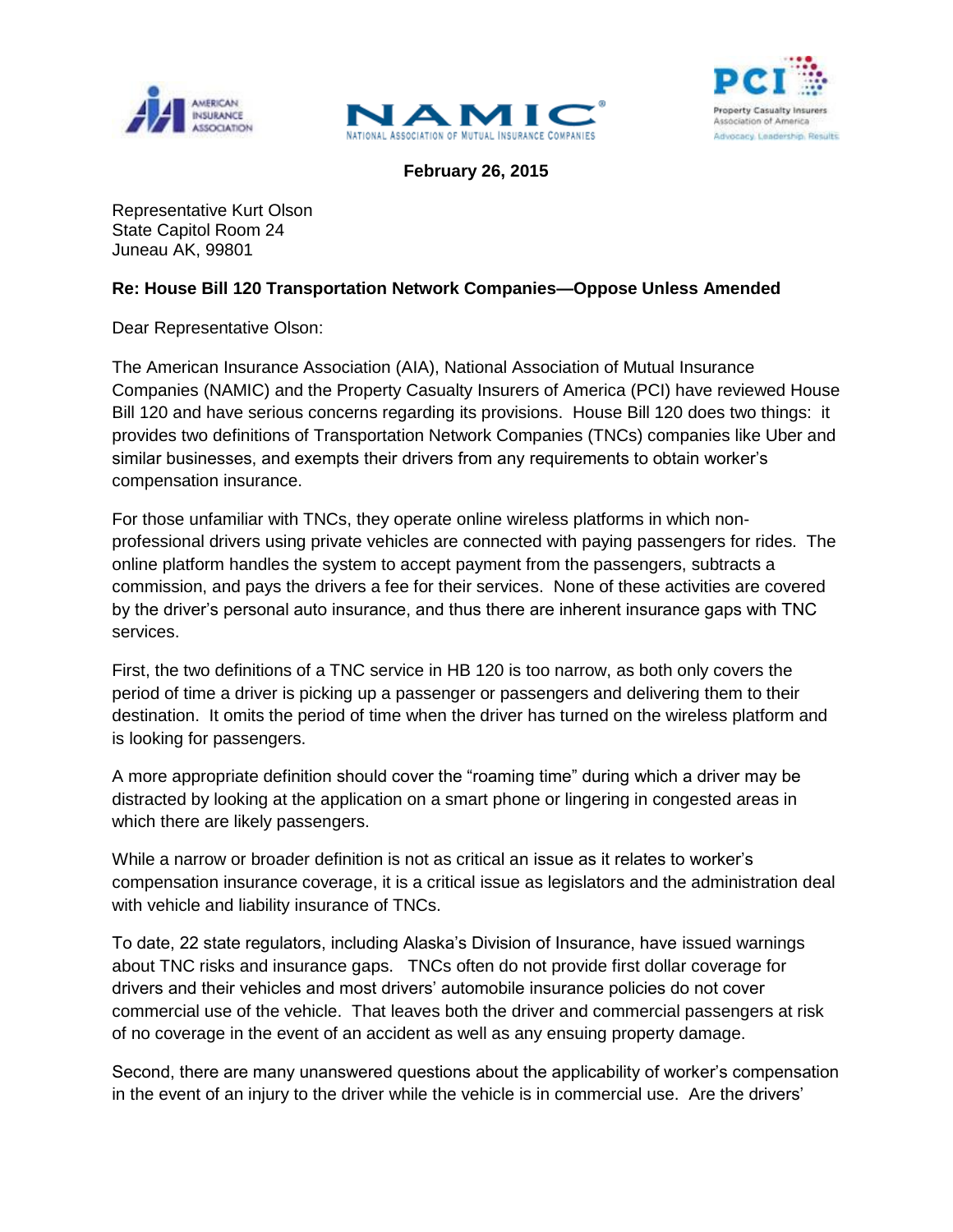February 26, 2015

Representative Kurt Olson
State Capitol Room 24
Juneau AK, 99801

**Re: House Bill 120 Transportation Network Companies—Oppose Unless Amended**

Dear Representative Olson:

The American Insurance Association (AIA), National Association of Mutual Insurance Companies (NAMIC) and the Property Casualty Insurers of America (PCI) have reviewed House Bill 120 and have serious concerns regarding its provisions. House Bill 120 does two things: it provides two definitions of Transportation Network Companies (TNCs) companies like Uber and similar businesses, and exempts their drivers from any requirements to obtain worker's compensation insurance.

For those unfamiliar with TNCs, they operate online wireless platforms in which non-professional drivers using private vehicles are connected with paying passengers for rides. The online platform handles the system to accept payment from the passengers, subtracts a commission, and pays the drivers a fee for their services. None of these activities are covered by the driver's personal auto insurance, and thus there are inherent insurance gaps with TNC services.

First, the two definitions of a TNC service in HB 120 is too narrow, as both only covers the period of time a driver is picking up a passenger or passengers and delivering them to their destination. It omits the period of time when the driver has turned on the wireless platform and is looking for passengers.

A more appropriate definition should cover the "roaming time" during which a driver may be distracted by looking at the application on a smart phone or lingering in congested areas in which there are likely passengers.

While a narrow or broader definition is not as critical an issue as it relates to worker's compensation insurance coverage, it is a critical issue as legislators and the administration deal with vehicle and liability insurance of TNCs.

To date, 22 state regulators, including Alaska's Division of Insurance, have issued warnings about TNC risks and insurance gaps. TNCs often do not provide first dollar coverage for drivers and their vehicles and most drivers' automobile insurance policies do not cover commercial use of the vehicle. That leaves both the driver and commercial passengers at risk of no coverage in the event of an accident as well as any ensuing property damage.

Second, there are many unanswered questions about the applicability of worker's compensation in the event of an injury to the driver while the vehicle is in commercial use. Are the drivers'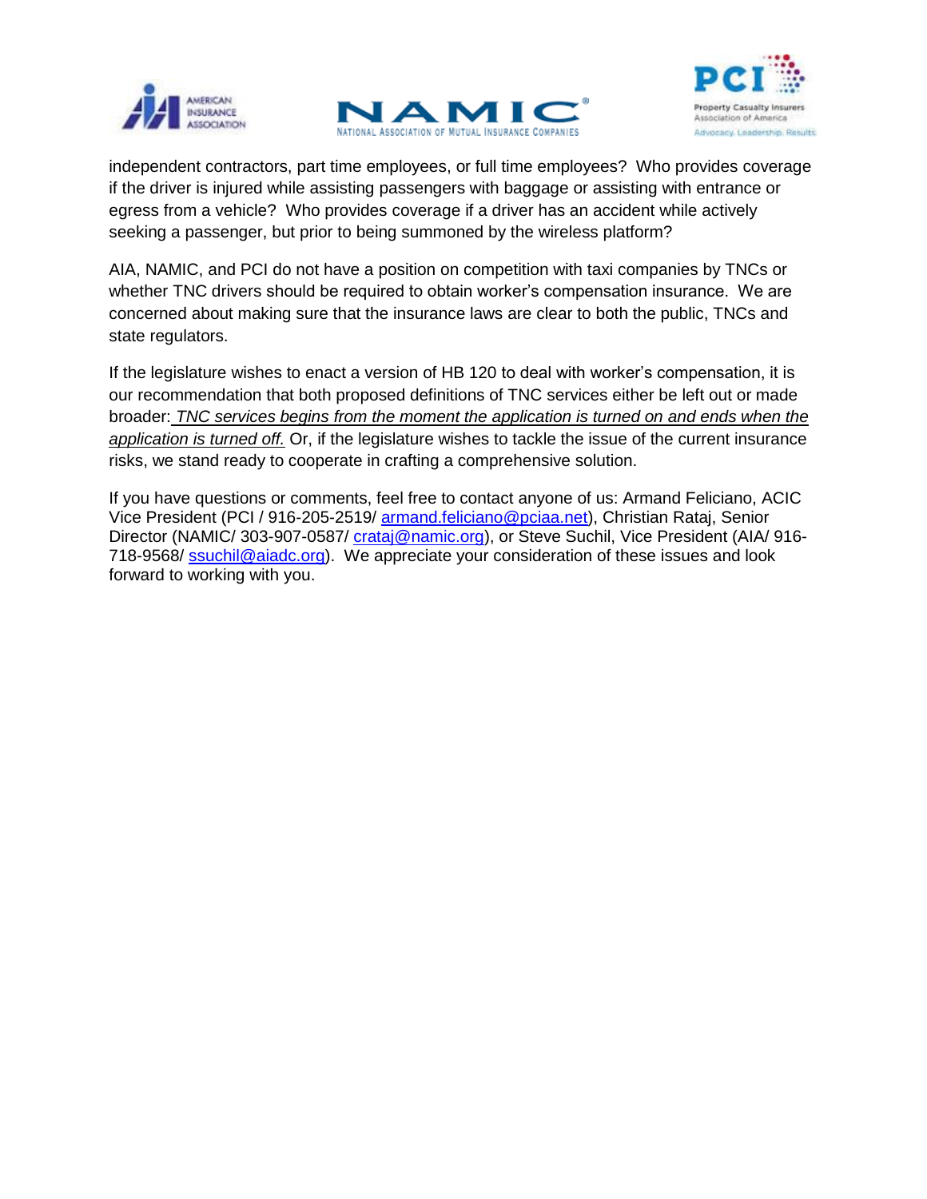independent contractors, part time employees, or full time employees? Who provides coverage if the driver is injured while assisting passengers with baggage or assisting with entrance or egress from a vehicle? Who provides coverage if a driver has an accident while actively seeking a passenger, but prior to being summoned by the wireless platform?

AIA, NAMIC, and PCI do not have a position on competition with taxi companies by TNCs or whether TNC drivers should be required to obtain worker's compensation insurance. We are concerned about making sure that the insurance laws are clear to both the public, TNCs and state regulators.

If the legislature wishes to enact a version of HB 120 to deal with worker's compensation, it is our recommendation that both proposed definitions of TNC services either be left out or made broader: *TNC services begins from the moment the application is turned on and ends when the application is turned off.* Or, if the legislature wishes to tackle the issue of the current insurance risks, we stand ready to cooperate in crafting a comprehensive solution.

If you have questions or comments, feel free to contact anyone of us: Armand Feliciano, ACIC Vice President (PCI / 916-205-2519/ armand.feliciano@pciaa.net), Christian Rataj, Senior Director (NAMIC/ 303-907-0587/ crataj@namic.org), or Steve Suchil, Vice President (AIA/ 916-718-9568/ ssuchil@aiadc.org). We appreciate your consideration of these issues and look forward to working with you.